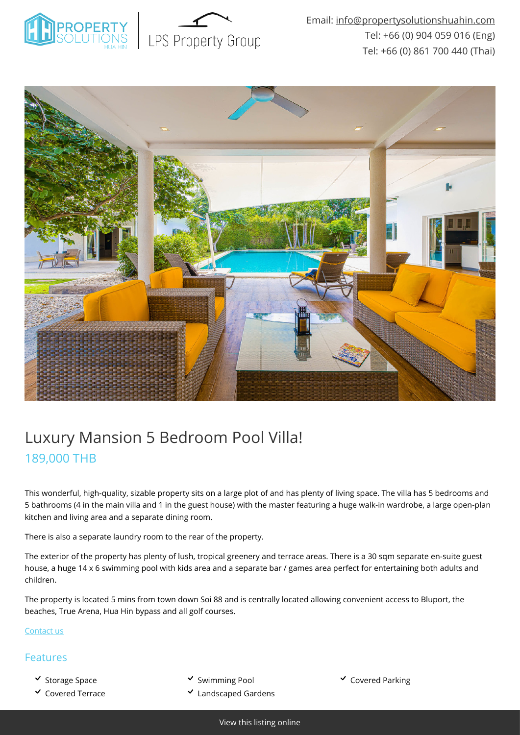Email: info@propertysolutionshuahin.com
Tel: +66 (0) 904 059 016 (Eng)
Tel: +66 (0) 861 700 440 (Thai)

# Luxury Mansion 5 Bedroom Pool Villa!

## 189,000 THB

This wonderful, high-quality, sizable property sits on a large plot of and has plenty of living space. The villa has 5 bedrooms and 5 bathrooms (4 in the main villa and 1 in the guest house) with the master featuring a huge walk-in wardrobe, a large open-plan kitchen and living area and a separate dining room.

There is also a separate laundry room to the rear of the property.

The exterior of the property has plenty of lush, tropical greenery and terrace areas. There is a 30 sqm separate en-suite guest house, a huge 14 x 6 swimming pool with kids area and a separate bar / games area perfect for entertaining both adults and children.

The property is located 5 mins from town down Soi 88 and is centrally located allowing convenient access to Bluport, the beaches, True Arena, Hua Hin bypass and all golf courses.

Contact us

## Features

- Storage Space
- Covered Terrace
- Swimming Pool
- Landscaped Gardens
- Covered Parking

View this listing online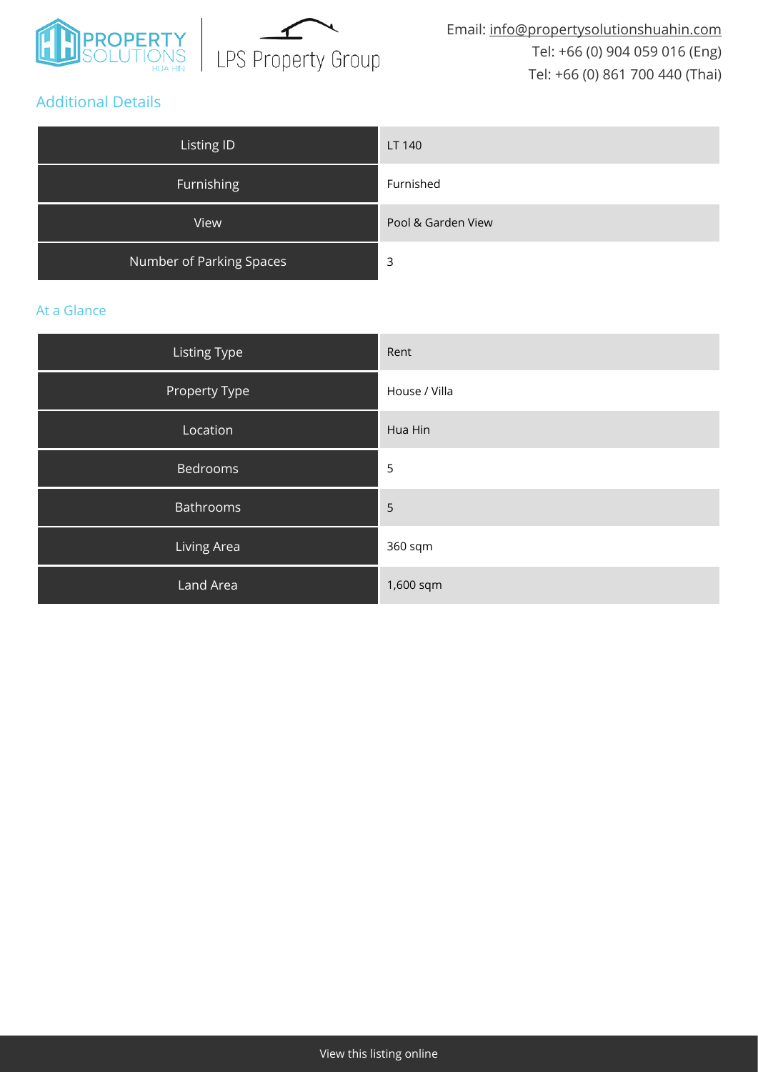## Additional Details

| | |
|---|---|
| Listing ID | LT 140 |
| Furnishing | Furnished |
| View | Pool & Garden View |
| Number of Parking Spaces | 3 |

### At a Glance

| | |
|---|---|
| Listing Type | Rent |
| Property Type | House / Villa |
| Location | Hua Hin |
| Bedrooms | 5 |
| Bathrooms | 5 |
| Living Area | 360 sqm |
| Land Area | 1,600 sqm |